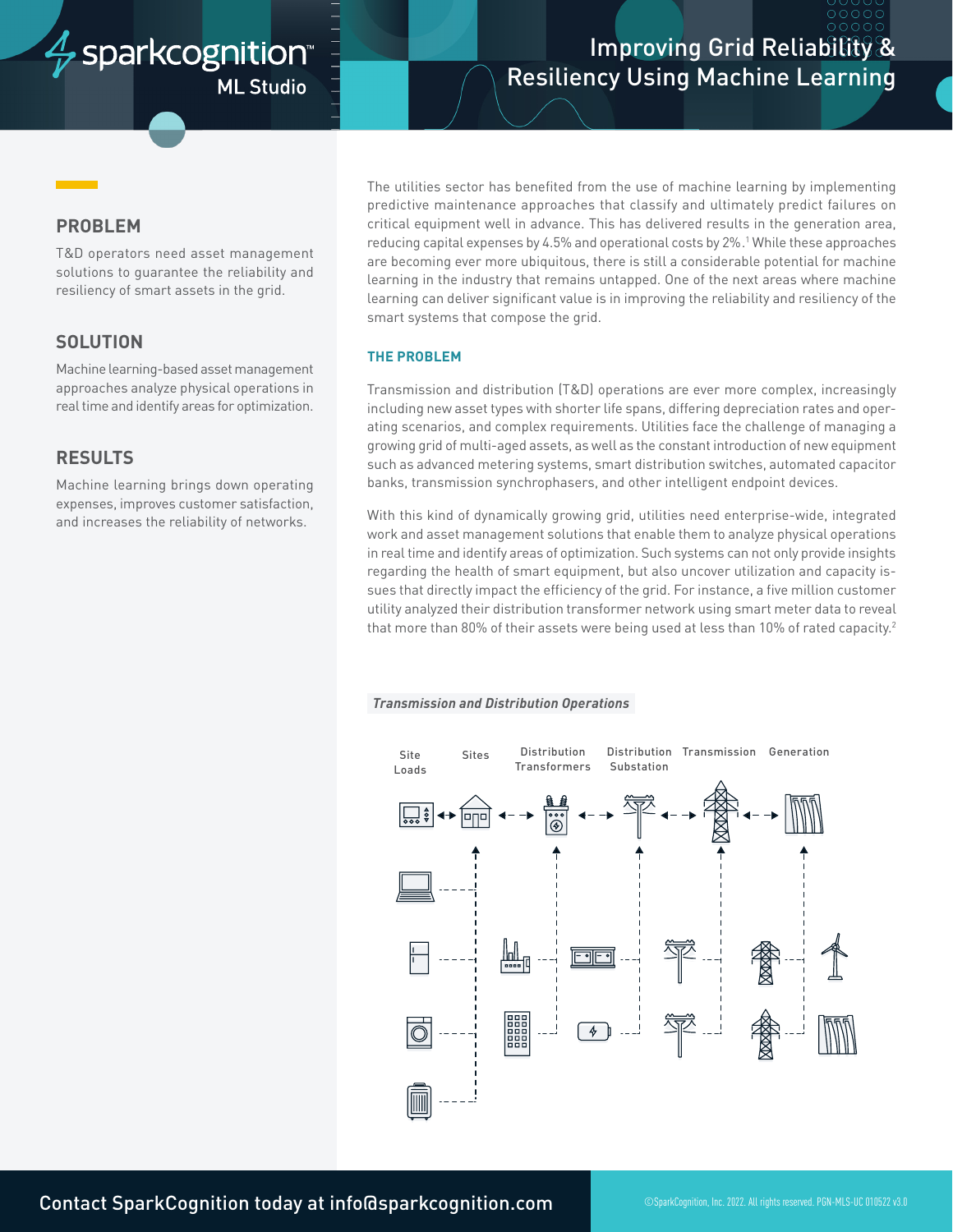# Improving Grid Reliability & Resiliency Using Machine Learning

sparkcognition ML Studio

## PROBLEM

T&D operators need asset management solutions to guarantee the reliability and resiliency of smart assets in the grid.

## SOLUTION

Machine learning-based asset management approaches analyze physical operations in real time and identify areas for optimization.

## RESULTS

Machine learning brings down operating expenses, improves customer satisfaction, and increases the reliability of networks.

The utilities sector has benefited from the use of machine learning by implementing predictive maintenance approaches that classify and ultimately predict failures on critical equipment well in advance. This has delivered results in the generation area, reducing capital expenses by 4.5% and operational costs by 2%.[1] While these approaches are becoming ever more ubiquitous, there is still a considerable potential for machine learning in the industry that remains untapped. One of the next areas where machine learning can deliver significant value is in improving the reliability and resiliency of the smart systems that compose the grid.

### THE PROBLEM

Transmission and distribution (T&D) operations are ever more complex, increasingly including new asset types with shorter life spans, differing depreciation rates and operating scenarios, and complex requirements. Utilities face the challenge of managing a growing grid of multi-aged assets, as well as the constant introduction of new equipment such as advanced metering systems, smart distribution switches, automated capacitor banks, transmission synchrophasers, and other intelligent endpoint devices.

With this kind of dynamically growing grid, utilities need enterprise-wide, integrated work and asset management solutions that enable them to analyze physical operations in real time and identify areas of optimization. Such systems can not only provide insights regarding the health of smart equipment, but also uncover utilization and capacity issues that directly impact the efficiency of the grid. For instance, a five million customer utility analyzed their distribution transformer network using smart meter data to reveal that more than 80% of their assets were being used at less than 10% of rated capacity.[2]

*Transmission and Distribution Operations*

Site Loads | Sites | Distribution Transformers | Distribution Substation | Transmission | Generation

Contact SparkCognition today at info@sparkcognition.com

©SparkCognition, Inc. 2022. All rights reserved. PGN-MLS-UC 010522 v3.0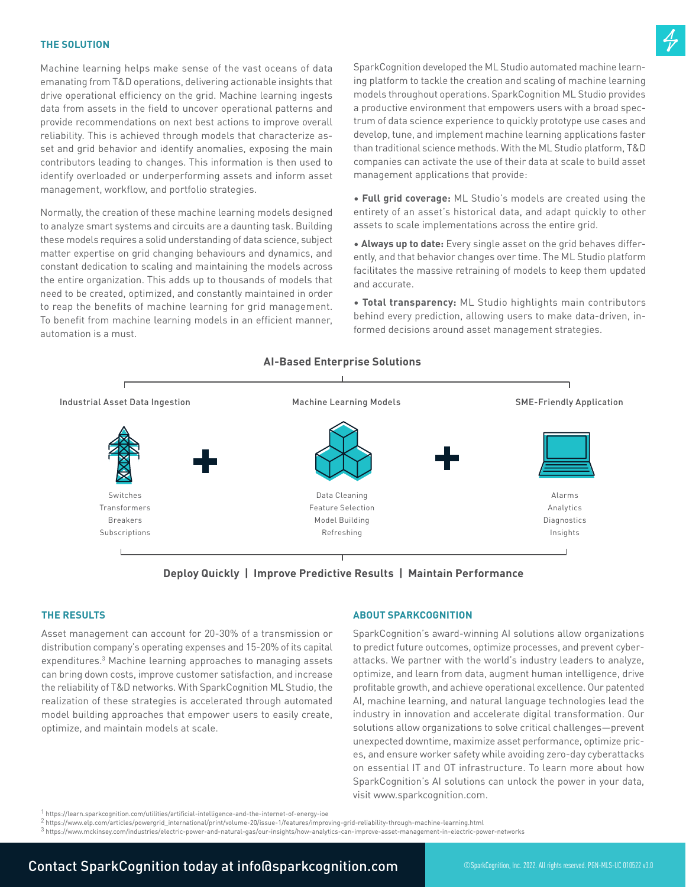## THE SOLUTION

Machine learning helps make sense of the vast oceans of data emanating from T&D operations, delivering actionable insights that drive operational efficiency on the grid. Machine learning ingests data from assets in the field to uncover operational patterns and provide recommendations on next best actions to improve overall reliability. This is achieved through models that characterize asset and grid behavior and identify anomalies, exposing the main contributors leading to changes. This information is then used to identify overloaded or underperforming assets and inform asset management, workflow, and portfolio strategies.

Normally, the creation of these machine learning models designed to analyze smart systems and circuits are a daunting task. Building these models requires a solid understanding of data science, subject matter expertise on grid changing behaviours and dynamics, and constant dedication to scaling and maintaining the models across the entire organization. This adds up to thousands of models that need to be created, optimized, and constantly maintained in order to reap the benefits of machine learning for grid management. To benefit from machine learning models in an efficient manner, automation is a must.

SparkCognition developed the ML Studio automated machine learning platform to tackle the creation and scaling of machine learning models throughout operations. SparkCognition ML Studio provides a productive environment that empowers users with a broad spectrum of data science experience to quickly prototype use cases and develop, tune, and implement machine learning applications faster than traditional science methods. With the ML Studio platform, T&D companies can activate the use of their data at scale to build asset management applications that provide:

- **Full grid coverage:** ML Studio's models are created using the entirety of an asset's historical data, and adapt quickly to other assets to scale implementations across the entire grid.
- **Always up to date:** Every single asset on the grid behaves differently, and that behavior changes over time. The ML Studio platform facilitates the massive retraining of models to keep them updated and accurate.
- **Total transparency:** ML Studio highlights main contributors behind every prediction, allowing users to make data-driven, informed decisions around asset management strategies.

**AI-Based Enterprise Solutions**

Industrial Asset Data Ingestion
Switches
Transformers
Breakers
Subscriptions

+

Machine Learning Models
Data Cleaning
Feature Selection
Model Building
Refreshing

+

SME-Friendly Application
Alarms
Analytics
Diagnostics
Insights

**Deploy Quickly | Improve Predictive Results | Maintain Performance**

## THE RESULTS

Asset management can account for 20-30% of a transmission or distribution company's operating expenses and 15-20% of its capital expenditures.[3] Machine learning approaches to managing assets can bring down costs, improve customer satisfaction, and increase the reliability of T&D networks. With SparkCognition ML Studio, the realization of these strategies is accelerated through automated model building approaches that empower users to easily create, optimize, and maintain models at scale.

## ABOUT SPARKCOGNITION

SparkCognition's award-winning AI solutions allow organizations to predict future outcomes, optimize processes, and prevent cyberattacks. We partner with the world's industry leaders to analyze, optimize, and learn from data, augment human intelligence, drive profitable growth, and achieve operational excellence. Our patented AI, machine learning, and natural language technologies lead the industry in innovation and accelerate digital transformation. Our solutions allow organizations to solve critical challenges—prevent unexpected downtime, maximize asset performance, optimize prices, and ensure worker safety while avoiding zero-day cyberattacks on essential IT and OT infrastructure. To learn more about how SparkCognition's AI solutions can unlock the power in your data, visit www.sparkcognition.com.

[1] https://learn.sparkcognition.com/utilities/artificial-intelligence-and-the-internet-of-energy-ioe
[2] https://www.elp.com/articles/powergrid_international/print/volume-20/issue-1/features/improving-grid-reliability-through-machine-learning.html
[3] https://www.mckinsey.com/industries/electric-power-and-natural-gas/our-insights/how-analytics-can-improve-asset-management-in-electric-power-networks

Contact SparkCognition today at info@sparkcognition.com

©SparkCognition, Inc. 2022. All rights reserved. PGN-MLS-UC 010522 v3.0